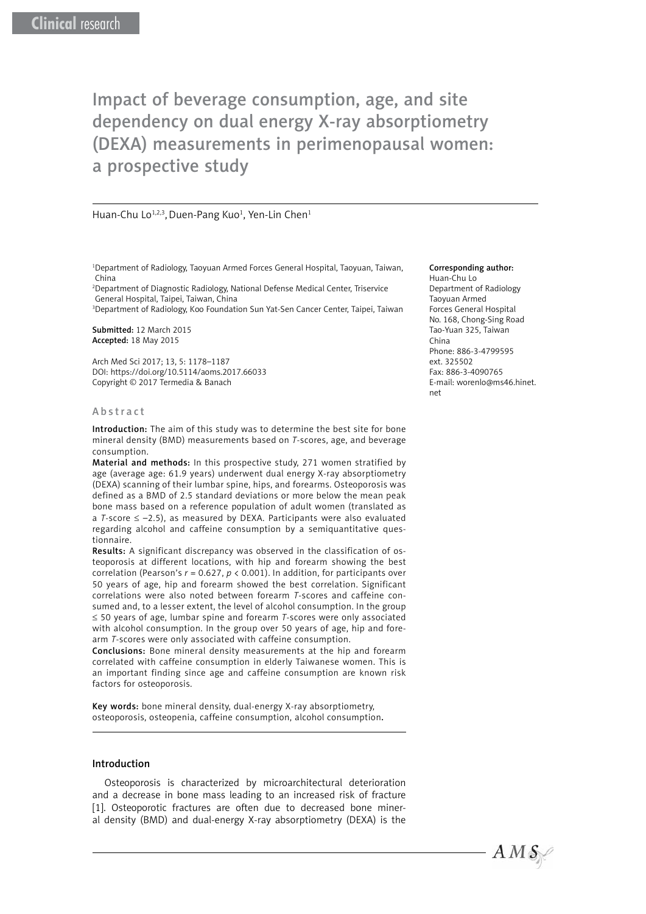Clinical research

# Impact of beverage consumption, age, and site dependency on dual energy X-ray absorptiometry (DEXA) measurements in perimenopausal women: a prospective study

Huan-Chu Lo[1,2,3], Duen-Pang Kuo[1], Yen-Lin Chen[1]

[1]Department of Radiology, Taoyuan Armed Forces General Hospital, Taoyuan, Taiwan, China
[2]Department of Diagnostic Radiology, National Defense Medical Center, Triservice General Hospital, Taipei, Taiwan, China
[3]Department of Radiology, Koo Foundation Sun Yat-Sen Cancer Center, Taipei, Taiwan

**Submitted:** 12 March 2015
**Accepted:** 18 May 2015

Arch Med Sci 2017; 13, 5: 1178–1187
DOI: https://doi.org/10.5114/aoms.2017.66033
Copyright © 2017 Termedia & Banach

**Corresponding author:**
Huan-Chu Lo
Department of Radiology
Taoyuan Armed
Forces General Hospital
No. 168, Chong-Sing Road
Tao-Yuan 325, Taiwan
China
Phone: 886-3-4799595
ext. 325502
Fax: 886-3-4090765
E-mail: worenlo@ms46.hinet.net

## Abstract

**Introduction:** The aim of this study was to determine the best site for bone mineral density (BMD) measurements based on *T*-scores, age, and beverage consumption.

**Material and methods:** In this prospective study, 271 women stratified by age (average age: 61.9 years) underwent dual energy X-ray absorptiometry (DEXA) scanning of their lumbar spine, hips, and forearms. Osteoporosis was defined as a BMD of 2.5 standard deviations or more below the mean peak bone mass based on a reference population of adult women (translated as a *T*-score $\leq -2.5$), as measured by DEXA. Participants were also evaluated regarding alcohol and caffeine consumption by a semiquantitative questionnaire.

**Results:** A significant discrepancy was observed in the classification of osteoporosis at different locations, with hip and forearm showing the best correlation (Pearson's $r = 0.627$, $p < 0.001$). In addition, for participants over 50 years of age, hip and forearm showed the best correlation. Significant correlations were also noted between forearm *T*-scores and caffeine consumed and, to a lesser extent, the level of alcohol consumption. In the group $\leq$ 50 years of age, lumbar spine and forearm *T*-scores were only associated with alcohol consumption. In the group over 50 years of age, hip and forearm *T*-scores were only associated with caffeine consumption.

**Conclusions:** Bone mineral density measurements at the hip and forearm correlated with caffeine consumption in elderly Taiwanese women. This is an important finding since age and caffeine consumption are known risk factors for osteoporosis.

**Key words:** bone mineral density, dual-energy X-ray absorptiometry, osteoporosis, osteopenia, caffeine consumption, alcohol consumption.

## Introduction

Osteoporosis is characterized by microarchitectural deterioration and a decrease in bone mass leading to an increased risk of fracture [1]. Osteoporotic fractures are often due to decreased bone mineral density (BMD) and dual-energy X-ray absorptiometry (DEXA) is the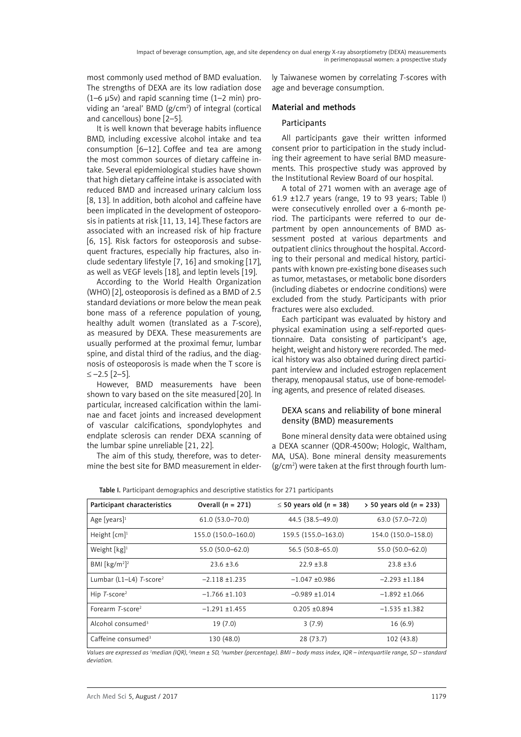most commonly used method of BMD evaluation. The strengths of DEXA are its low radiation dose (1–6 μSv) and rapid scanning time (1–2 min) providing an 'areal' BMD (g/cm$^2$) of integral (cortical and cancellous) bone [2–5].

It is well known that beverage habits influence BMD, including excessive alcohol intake and tea consumption [6–12]. Coffee and tea are among the most common sources of dietary caffeine intake. Several epidemiological studies have shown that high dietary caffeine intake is associated with reduced BMD and increased urinary calcium loss [8, 13]. In addition, both alcohol and caffeine have been implicated in the development of osteoporosis in patients at risk [11, 13, 14]. These factors are associated with an increased risk of hip fracture [6, 15]. Risk factors for osteoporosis and subsequent fractures, especially hip fractures, also include sedentary lifestyle [7, 16] and smoking [17], as well as VEGF levels [18], and leptin levels [19].

According to the World Health Organization (WHO) [2], osteoporosis is defined as a BMD of 2.5 standard deviations or more below the mean peak bone mass of a reference population of young, healthy adult women (translated as a *T*-score), as measured by DEXA. These measurements are usually performed at the proximal femur, lumbar spine, and distal third of the radius, and the diagnosis of osteoporosis is made when the T score is ≤ –2.5 [2–5].

However, BMD measurements have been shown to vary based on the site measured [20]. In particular, increased calcification within the laminae and facet joints and increased development of vascular calcifications, spondylophytes and endplate sclerosis can render DEXA scanning of the lumbar spine unreliable [21, 22].

The aim of this study, therefore, was to determine the best site for BMD measurement in elderly Taiwanese women by correlating *T*-scores with age and beverage consumption.

## Material and methods

### Participants

All participants gave their written informed consent prior to participation in the study including their agreement to have serial BMD measurements. This prospective study was approved by the Institutional Review Board of our hospital.

A total of 271 women with an average age of 61.9 ±12.7 years (range, 19 to 93 years; Table I) were consecutively enrolled over a 6-month period. The participants were referred to our department by open announcements of BMD assessment posted at various departments and outpatient clinics throughout the hospital. According to their personal and medical history, participants with known pre-existing bone diseases such as tumor, metastases, or metabolic bone disorders (including diabetes or endocrine conditions) were excluded from the study. Participants with prior fractures were also excluded.

Each participant was evaluated by history and physical examination using a self-reported questionnaire. Data consisting of participant's age, height, weight and history were recorded. The medical history was also obtained during direct participant interview and included estrogen replacement therapy, menopausal status, use of bone-remodeling agents, and presence of related diseases.

### DEXA scans and reliability of bone mineral density (BMD) measurements

Bone mineral density data were obtained using a DEXA scanner (QDR-4500w; Hologic, Waltham, MA, USA). Bone mineral density measurements (g/cm$^2$) were taken at the first through fourth lum-

**Table I.** Participant demographics and descriptive statistics for 271 participants

| Participant characteristics | Overall (*n* = 271) | ≤ 50 years old (*n* = 38) | > 50 years old (*n* = 233) |
|---|---|---|---|
| Age [years][1] | 61.0 (53.0–70.0) | 44.5 (38.5–49.0) | 63.0 (57.0–72.0) |
| Height [cm][1] | 155.0 (150.0–160.0) | 159.5 (155.0–163.0) | 154.0 (150.0–158.0) |
| Weight [kg][1] | 55.0 (50.0–62.0) | 56.5 (50.8–65.0) | 55.0 (50.0–62.0) |
| BMI [kg/m$^2$][2] | 23.6 ±3.6 | 22.9 ±3.8 | 23.8 ±3.6 |
| Lumbar (L1–L4) *T*-score[2] | –2.118 ±1.235 | –1.047 ±0.986 | –2.293 ±1.184 |
| Hip *T*-score[2] | –1.766 ±1.103 | –0.989 ±1.014 | –1.892 ±1.066 |
| Forearm *T*-score[2] | –1.291 ±1.455 | 0.205 ±0.894 | –1.535 ±1.382 |
| Alcohol consumed[3] | 19 (7.0) | 3 (7.9) | 16 (6.9) |
| Caffeine consumed[3] | 130 (48.0) | 28 (73.7) | 102 (43.8) |

*Values are expressed as [1]median (IQR), [2]mean ± SD, [3]number (percentage). BMI – body mass index, IQR – interquartile range, SD – standard deviation.*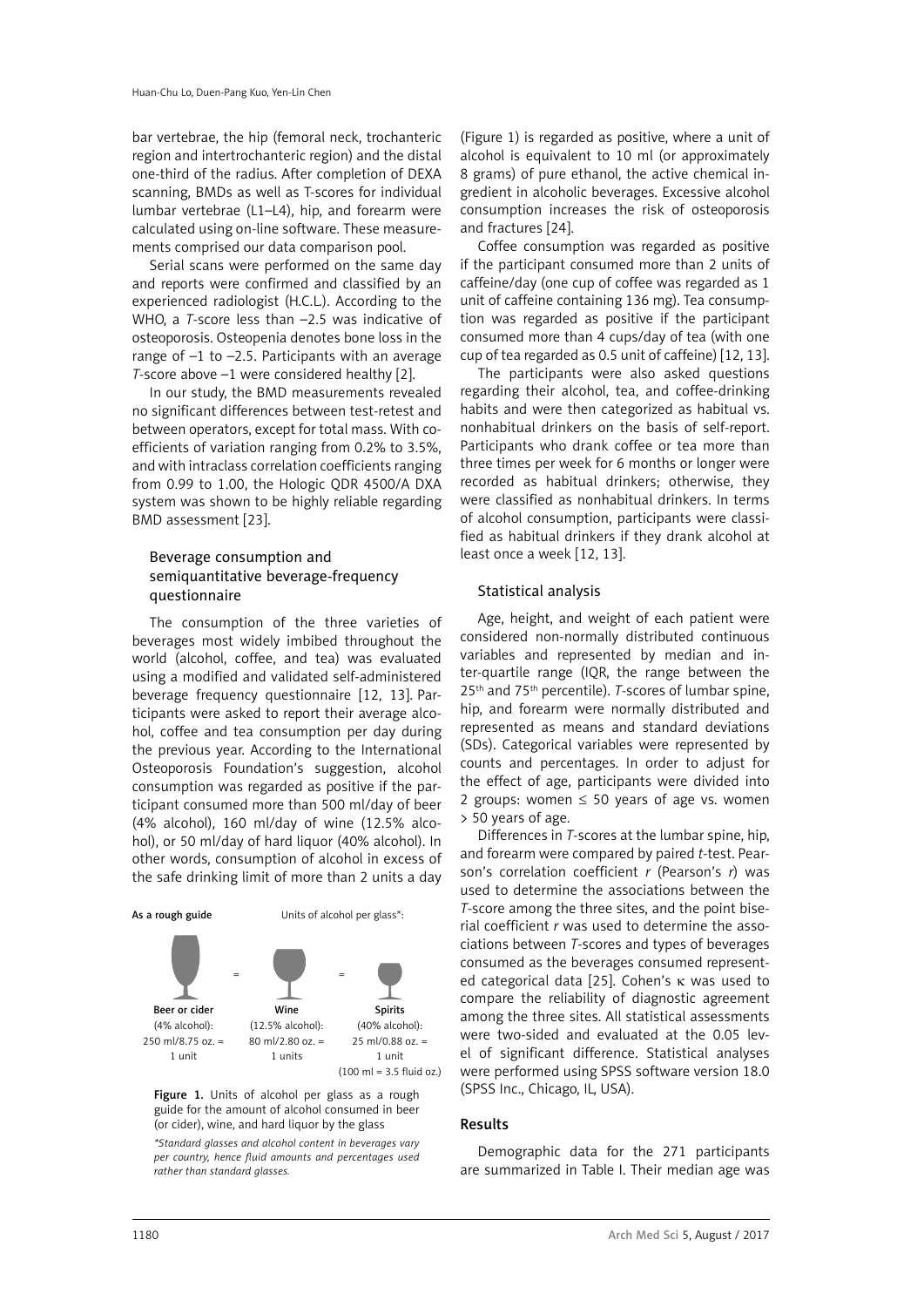bar vertebrae, the hip (femoral neck, trochanteric region and intertrochanteric region) and the distal one-third of the radius. After completion of DEXA scanning, BMDs as well as T-scores for individual lumbar vertebrae (L1–L4), hip, and forearm were calculated using on-line software. These measurements comprised our data comparison pool.

Serial scans were performed on the same day and reports were confirmed and classified by an experienced radiologist (H.C.L.). According to the WHO, a *T*-score less than –2.5 was indicative of osteoporosis. Osteopenia denotes bone loss in the range of –1 to –2.5. Participants with an average *T*-score above –1 were considered healthy [2].

In our study, the BMD measurements revealed no significant differences between test-retest and between operators, except for total mass. With coefficients of variation ranging from 0.2% to 3.5%, and with intraclass correlation coefficients ranging from 0.99 to 1.00, the Hologic QDR 4500/A DXA system was shown to be highly reliable regarding BMD assessment [23].

### Beverage consumption and semiquantitative beverage-frequency questionnaire

The consumption of the three varieties of beverages most widely imbibed throughout the world (alcohol, coffee, and tea) was evaluated using a modified and validated self-administered beverage frequency questionnaire [12, 13]. Participants were asked to report their average alcohol, coffee and tea consumption per day during the previous year. According to the International Osteoporosis Foundation's suggestion, alcohol consumption was regarded as positive if the participant consumed more than 500 ml/day of beer (4% alcohol), 160 ml/day of wine (12.5% alcohol), or 50 ml/day of hard liquor (40% alcohol). In other words, consumption of alcohol in excess of the safe drinking limit of more than 2 units a day (Figure 1) is regarded as positive, where a unit of alcohol is equivalent to 10 ml (or approximately 8 grams) of pure ethanol, the active chemical ingredient in alcoholic beverages. Excessive alcohol consumption increases the risk of osteoporosis and fractures [24].

**As a rough guide** Units of alcohol per glass*:

| Beer or cider | | Wine | | Spirits |
|---|---|---|---|---|
| (4% alcohol): | = | (12.5% alcohol): | = | (40% alcohol): |
| 250 ml/8.75 oz. = | | 80 ml/2.80 oz. = | | 25 ml/0.88 oz. = |
| 1 unit | | 1 units | | 1 unit |
| | | | | (100 ml = 3.5 fluid oz.) |

**Figure 1.** Units of alcohol per glass as a rough guide for the amount of alcohol consumed in beer (or cider), wine, and hard liquor by the glass

*\*Standard glasses and alcohol content in beverages vary per country, hence fluid amounts and percentages used rather than standard glasses.*

Coffee consumption was regarded as positive if the participant consumed more than 2 units of caffeine/day (one cup of coffee was regarded as 1 unit of caffeine containing 136 mg). Tea consumption was regarded as positive if the participant consumed more than 4 cups/day of tea (with one cup of tea regarded as 0.5 unit of caffeine) [12, 13].

The participants were also asked questions regarding their alcohol, tea, and coffee-drinking habits and were then categorized as habitual vs. nonhabitual drinkers on the basis of self-report. Participants who drank coffee or tea more than three times per week for 6 months or longer were recorded as habitual drinkers; otherwise, they were classified as nonhabitual drinkers. In terms of alcohol consumption, participants were classified as habitual drinkers if they drank alcohol at least once a week [12, 13].

### Statistical analysis

Age, height, and weight of each patient were considered non-normally distributed continuous variables and represented by median and inter-quartile range (IQR, the range between the 25th and 75th percentile). *T*-scores of lumbar spine, hip, and forearm were normally distributed and represented as means and standard deviations (SDs). Categorical variables were represented by counts and percentages. In order to adjust for the effect of age, participants were divided into 2 groups: women ≤ 50 years of age vs. women > 50 years of age.

Differences in *T*-scores at the lumbar spine, hip, and forearm were compared by paired *t*-test. Pearson's correlation coefficient *r* (Pearson's *r*) was used to determine the associations between the *T*-score among the three sites, and the point biserial coefficient *r* was used to determine the associations between *T*-scores and types of beverages consumed as the beverages consumed represented categorical data [25]. Cohen's $\kappa$ was used to compare the reliability of diagnostic agreement among the three sites. All statistical assessments were two-sided and evaluated at the 0.05 level of significant difference. Statistical analyses were performed using SPSS software version 18.0 (SPSS Inc., Chicago, IL, USA).

## Results

Demographic data for the 271 participants are summarized in Table I. Their median age was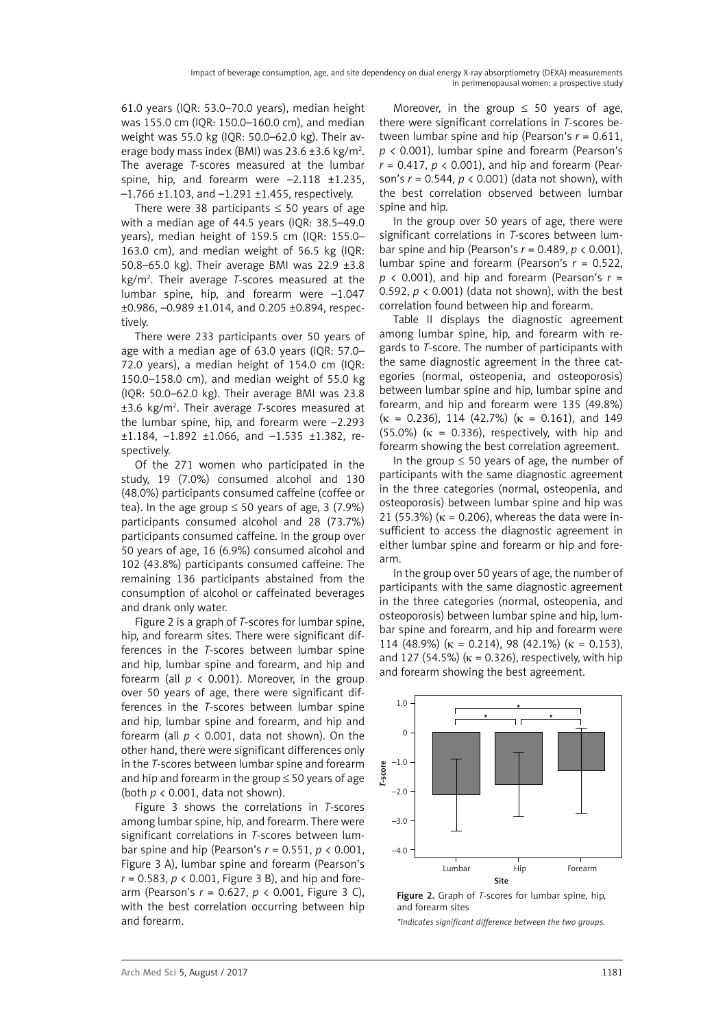61.0 years (IQR: 53.0–70.0 years), median height was 155.0 cm (IQR: 150.0–160.0 cm), and median weight was 55.0 kg (IQR: 50.0–62.0 kg). Their average body mass index (BMI) was 23.6 ±3.6 kg/m$^2$. The average *T*-scores measured at the lumbar spine, hip, and forearm were –2.118 ±1.235, –1.766 ±1.103, and –1.291 ±1.455, respectively.

There were 38 participants ≤ 50 years of age with a median age of 44.5 years (IQR: 38.5–49.0 years), median height of 159.5 cm (IQR: 155.0–163.0 cm), and median weight of 56.5 kg (IQR: 50.8–65.0 kg). Their average BMI was 22.9 ±3.8 kg/m$^2$. Their average *T*-scores measured at the lumbar spine, hip, and forearm were –1.047 ±0.986, –0.989 ±1.014, and 0.205 ±0.894, respectively.

There were 233 participants over 50 years of age with a median age of 63.0 years (IQR: 57.0–72.0 years), a median height of 154.0 cm (IQR: 150.0–158.0 cm), and median weight of 55.0 kg (IQR: 50.0–62.0 kg). Their average BMI was 23.8 ±3.6 kg/m$^2$. Their average *T*-scores measured at the lumbar spine, hip, and forearm were –2.293 ±1.184, –1.892 ±1.066, and –1.535 ±1.382, respectively.

Of the 271 women who participated in the study, 19 (7.0%) consumed alcohol and 130 (48.0%) participants consumed caffeine (coffee or tea). In the age group ≤ 50 years of age, 3 (7.9%) participants consumed alcohol and 28 (73.7%) participants consumed caffeine. In the group over 50 years of age, 16 (6.9%) consumed alcohol and 102 (43.8%) participants consumed caffeine. The remaining 136 participants abstained from the consumption of alcohol or caffeinated beverages and drank only water.

Figure 2 is a graph of *T*-scores for lumbar spine, hip, and forearm sites. There were significant differences in the *T*-scores between lumbar spine and hip, lumbar spine and forearm, and hip and forearm (all $p < 0.001$). Moreover, in the group over 50 years of age, there were significant differences in the *T*-scores between lumbar spine and hip, lumbar spine and forearm, and hip and forearm (all $p < 0.001$, data not shown). On the other hand, there were significant differences only in the *T*-scores between lumbar spine and forearm and hip and forearm in the group ≤ 50 years of age (both $p < 0.001$, data not shown).

Figure 3 shows the correlations in *T*-scores among lumbar spine, hip, and forearm. There were significant correlations in *T*-scores between lumbar spine and hip (Pearson's $r = 0.551$, $p < 0.001$, Figure 3 A), lumbar spine and forearm (Pearson's $r = 0.583$, $p < 0.001$, Figure 3 B), and hip and forearm (Pearson's $r = 0.627$, $p < 0.001$, Figure 3 C), with the best correlation occurring between hip and forearm.

Moreover, in the group ≤ 50 years of age, there were significant correlations in *T*-scores between lumbar spine and hip (Pearson's $r = 0.611$, $p < 0.001$), lumbar spine and forearm (Pearson's $r = 0.417$, $p < 0.001$), and hip and forearm (Pearson's $r = 0.544$, $p < 0.001$) (data not shown), with the best correlation observed between lumbar spine and hip.

In the group over 50 years of age, there were significant correlations in *T*-scores between lumbar spine and hip (Pearson's $r = 0.489$, $p < 0.001$), lumbar spine and forearm (Pearson's $r = 0.522$, $p < 0.001$), and hip and forearm (Pearson's $r = 0.592$, $p < 0.001$) (data not shown), with the best correlation found between hip and forearm.

Table II displays the diagnostic agreement among lumbar spine, hip, and forearm with regards to *T*-score. The number of participants with the same diagnostic agreement in the three categories (normal, osteopenia, and osteoporosis) between lumbar spine and hip, lumbar spine and forearm, and hip and forearm were 135 (49.8%) ($\kappa = 0.236$), 114 (42.7%) ($\kappa = 0.161$), and 149 (55.0%) ($\kappa = 0.336$), respectively, with hip and forearm showing the best correlation agreement.

In the group ≤ 50 years of age, the number of participants with the same diagnostic agreement in the three categories (normal, osteopenia, and osteoporosis) between lumbar spine and hip was 21 (55.3%) ($\kappa = 0.206$), whereas the data were insufficient to access the diagnostic agreement in either lumbar spine and forearm or hip and forearm.

In the group over 50 years of age, the number of participants with the same diagnostic agreement in the three categories (normal, osteopenia, and osteoporosis) between lumbar spine and hip, lumbar spine and forearm, and hip and forearm were 114 (48.9%) ($\kappa = 0.214$), 98 (42.1%) ($\kappa = 0.153$), and 127 (54.5%) ($\kappa = 0.326$), respectively, with hip and forearm showing the best agreement.

**Figure 2.** Graph of *T*-scores for lumbar spine, hip, and forearm sites

*\*Indicates significant difference between the two groups.*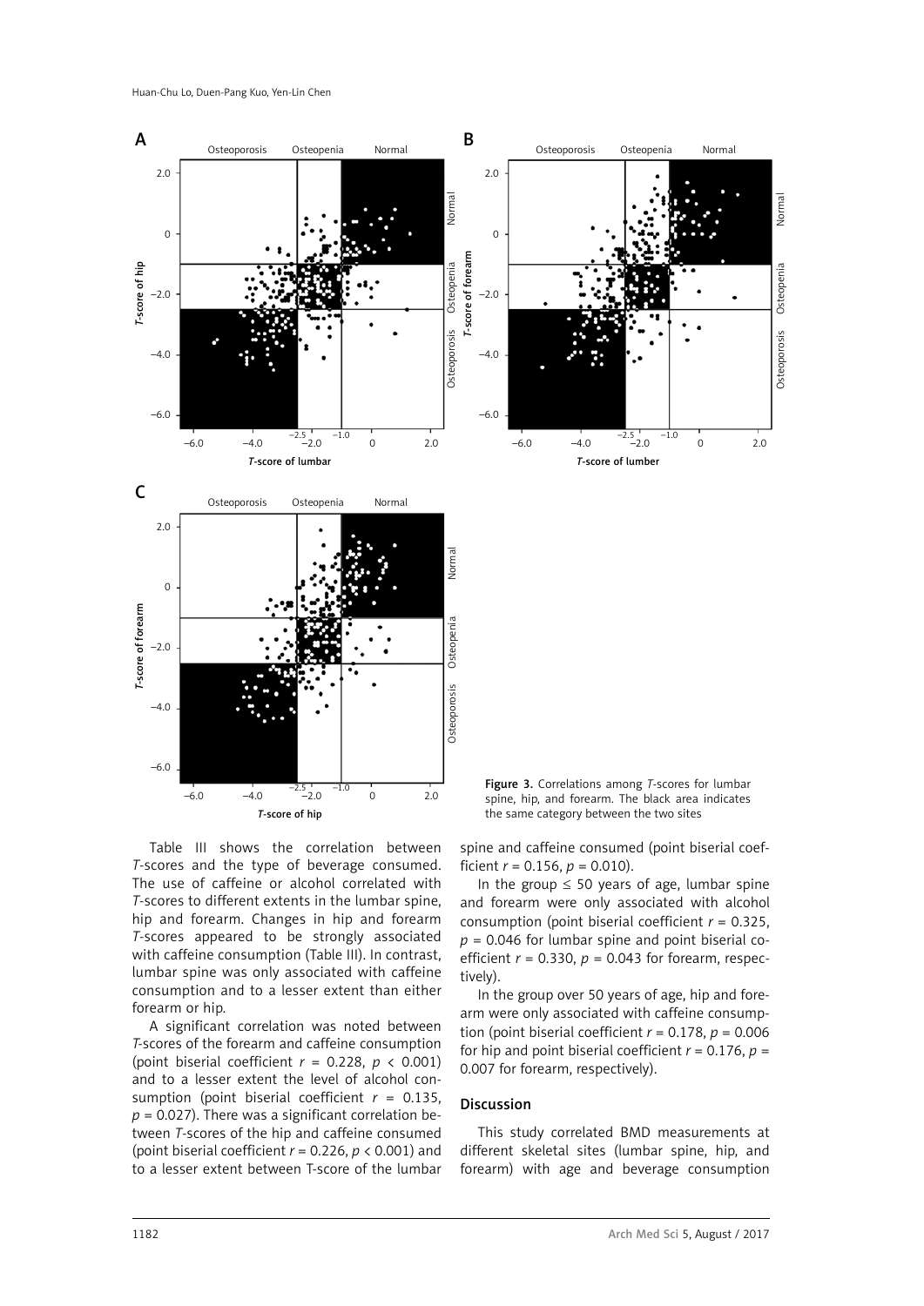Figure 3. Correlations among *T*-scores for lumbar spine, hip, and forearm. The black area indicates the same category between the two sites

Table III shows the correlation between *T*-scores and the type of beverage consumed. The use of caffeine or alcohol correlated with *T*-scores to different extents in the lumbar spine, hip and forearm. Changes in hip and forearm *T*-scores appeared to be strongly associated with caffeine consumption (Table III). In contrast, lumbar spine was only associated with caffeine consumption and to a lesser extent than either forearm or hip.

A significant correlation was noted between *T*-scores of the forearm and caffeine consumption (point biserial coefficient $r = 0.228$, $p < 0.001$) and to a lesser extent the level of alcohol consumption (point biserial coefficient $r = 0.135$, $p = 0.027$). There was a significant correlation between *T*-scores of the hip and caffeine consumed (point biserial coefficient $r = 0.226$, $p < 0.001$) and to a lesser extent between T-score of the lumbar spine and caffeine consumed (point biserial coefficient $r = 0.156$, $p = 0.010$).

In the group ≤ 50 years of age, lumbar spine and forearm were only associated with alcohol consumption (point biserial coefficient $r = 0.325$, $p = 0.046$ for lumbar spine and point biserial coefficient $r = 0.330$, $p = 0.043$ for forearm, respectively).

In the group over 50 years of age, hip and forearm were only associated with caffeine consumption (point biserial coefficient $r = 0.178$, $p = 0.006$ for hip and point biserial coefficient $r = 0.176$, $p = 0.007$ for forearm, respectively).

## Discussion

This study correlated BMD measurements at different skeletal sites (lumbar spine, hip, and forearm) with age and beverage consumption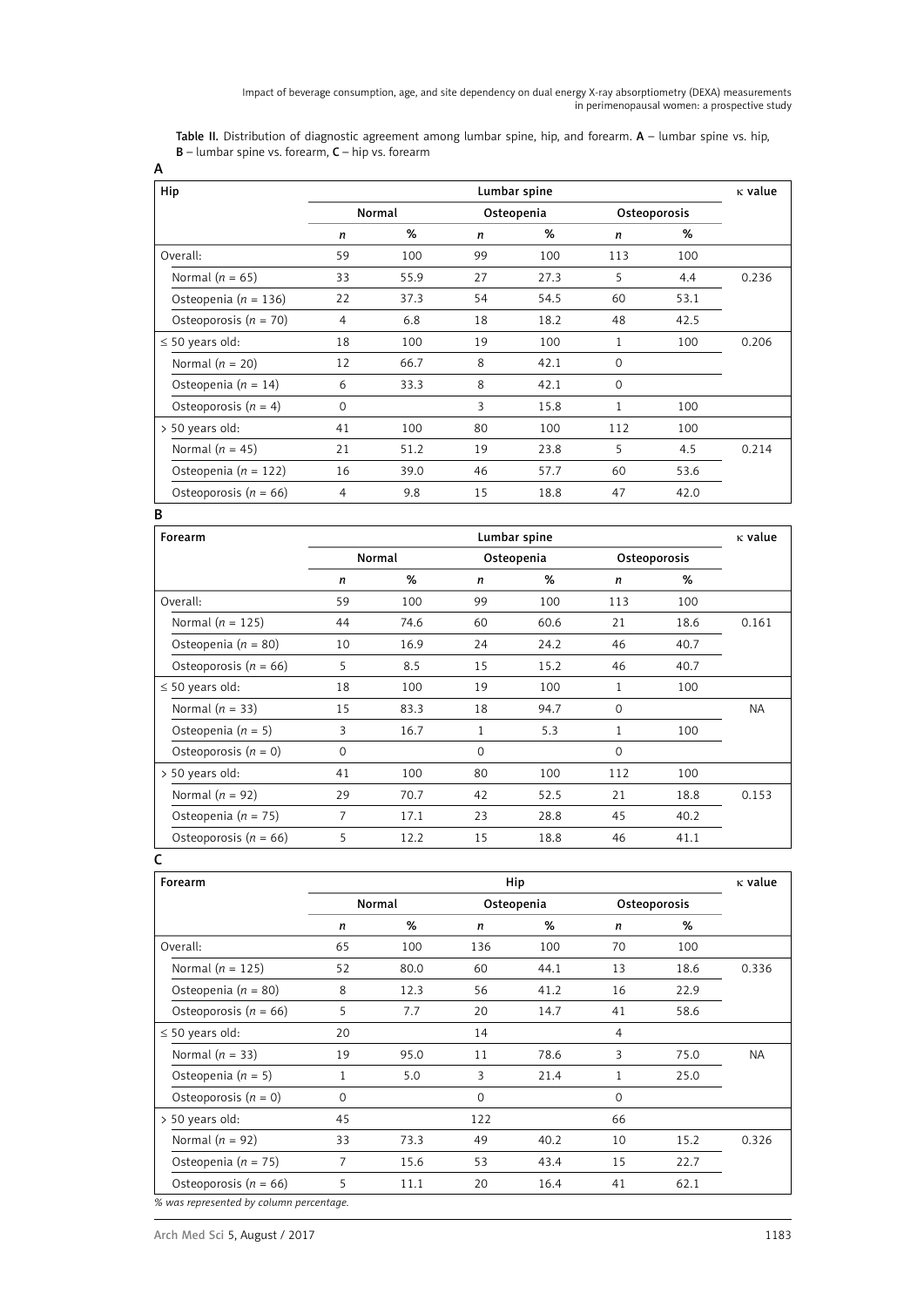Table II. Distribution of diagnostic agreement among lumbar spine, hip, and forearm. **A** – lumbar spine vs. hip, **B** – lumbar spine vs. forearm, **C** – hip vs. forearm

**A**

| Hip | Lumbar spine | | | | | | κ value |
|---|---|---|---|---|---|---|---|
| | Normal | | Osteopenia | | Osteoporosis | | |
| | *n* | % | *n* | % | *n* | % | |
| Overall: | 59 | 100 | 99 | 100 | 113 | 100 | |
| Normal (*n* = 65) | 33 | 55.9 | 27 | 27.3 | 5 | 4.4 | 0.236 |
| Osteopenia (*n* = 136) | 22 | 37.3 | 54 | 54.5 | 60 | 53.1 | |
| Osteoporosis (*n* = 70) | 4 | 6.8 | 18 | 18.2 | 48 | 42.5 | |
| ≤ 50 years old: | 18 | 100 | 19 | 100 | 1 | 100 | 0.206 |
| Normal (*n* = 20) | 12 | 66.7 | 8 | 42.1 | 0 | | |
| Osteopenia (*n* = 14) | 6 | 33.3 | 8 | 42.1 | 0 | | |
| Osteoporosis (*n* = 4) | 0 | | 3 | 15.8 | 1 | 100 | |
| > 50 years old: | 41 | 100 | 80 | 100 | 112 | 100 | |
| Normal (*n* = 45) | 21 | 51.2 | 19 | 23.8 | 5 | 4.5 | 0.214 |
| Osteopenia (*n* = 122) | 16 | 39.0 | 46 | 57.7 | 60 | 53.6 | |
| Osteoporosis (*n* = 66) | 4 | 9.8 | 15 | 18.8 | 47 | 42.0 | |

**B**

| Forearm | Lumbar spine | | | | | | κ value |
|---|---|---|---|---|---|---|---|
| | Normal | | Osteopenia | | Osteoporosis | | |
| | *n* | % | *n* | % | *n* | % | |
| Overall: | 59 | 100 | 99 | 100 | 113 | 100 | |
| Normal (*n* = 125) | 44 | 74.6 | 60 | 60.6 | 21 | 18.6 | 0.161 |
| Osteopenia (*n* = 80) | 10 | 16.9 | 24 | 24.2 | 46 | 40.7 | |
| Osteoporosis (*n* = 66) | 5 | 8.5 | 15 | 15.2 | 46 | 40.7 | |
| ≤ 50 years old: | 18 | 100 | 19 | 100 | 1 | 100 | |
| Normal (*n* = 33) | 15 | 83.3 | 18 | 94.7 | 0 | | NA |
| Osteopenia (*n* = 5) | 3 | 16.7 | 1 | 5.3 | 1 | 100 | |
| Osteoporosis (*n* = 0) | 0 | | 0 | | 0 | | |
| > 50 years old: | 41 | 100 | 80 | 100 | 112 | 100 | |
| Normal (*n* = 92) | 29 | 70.7 | 42 | 52.5 | 21 | 18.8 | 0.153 |
| Osteopenia (*n* = 75) | 7 | 17.1 | 23 | 28.8 | 45 | 40.2 | |
| Osteoporosis (*n* = 66) | 5 | 12.2 | 15 | 18.8 | 46 | 41.1 | |

**C**

| Forearm | Hip | | | | | | κ value |
|---|---|---|---|---|---|---|---|
| | Normal | | Osteopenia | | Osteoporosis | | |
| | *n* | % | *n* | % | *n* | % | |
| Overall: | 65 | 100 | 136 | 100 | 70 | 100 | |
| Normal (*n* = 125) | 52 | 80.0 | 60 | 44.1 | 13 | 18.6 | 0.336 |
| Osteopenia (*n* = 80) | 8 | 12.3 | 56 | 41.2 | 16 | 22.9 | |
| Osteoporosis (*n* = 66) | 5 | 7.7 | 20 | 14.7 | 41 | 58.6 | |
| ≤ 50 years old: | 20 | | 14 | | 4 | | |
| Normal (*n* = 33) | 19 | 95.0 | 11 | 78.6 | 3 | 75.0 | NA |
| Osteopenia (*n* = 5) | 1 | 5.0 | 3 | 21.4 | 1 | 25.0 | |
| Osteoporosis (*n* = 0) | 0 | | 0 | | 0 | | |
| > 50 years old: | 45 | | 122 | | 66 | | |
| Normal (*n* = 92) | 33 | 73.3 | 49 | 40.2 | 10 | 15.2 | 0.326 |
| Osteopenia (*n* = 75) | 7 | 15.6 | 53 | 43.4 | 15 | 22.7 | |
| Osteoporosis (*n* = 66) | 5 | 11.1 | 20 | 16.4 | 41 | 62.1 | |

*% was represented by column percentage.*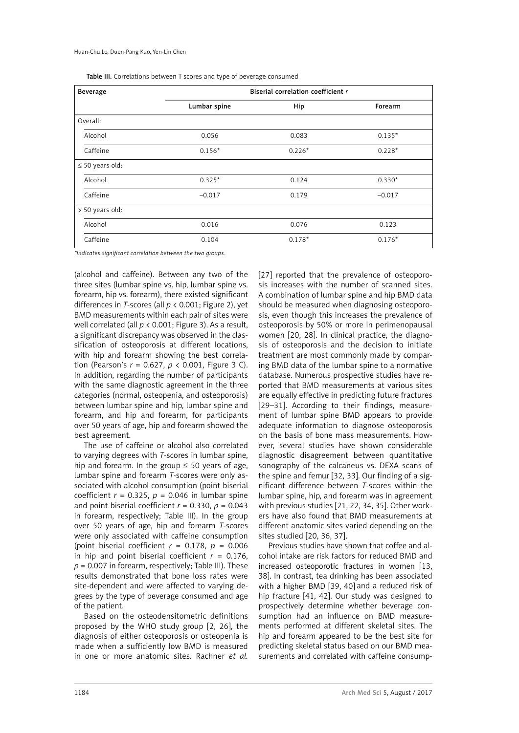Table III. Correlations between T-scores and type of beverage consumed

| Beverage | Biserial correlation coefficient $r$ | | |
|---|---|---|---|
| | Lumbar spine | Hip | Forearm |
| Overall: | | | |
| Alcohol | 0.056 | 0.083 | 0.135* |
| Caffeine | 0.156* | 0.226* | 0.228* |
| ≤ 50 years old: | | | |
| Alcohol | 0.325* | 0.124 | 0.330* |
| Caffeine | –0.017 | 0.179 | –0.017 |
| > 50 years old: | | | |
| Alcohol | 0.016 | 0.076 | 0.123 |
| Caffeine | 0.104 | 0.178* | 0.176* |

*Indicates significant correlation between the two groups.*

(alcohol and caffeine). Between any two of the three sites (lumbar spine vs. hip, lumbar spine vs. forearm, hip vs. forearm), there existed significant differences in *T*-scores (all $p < 0.001$; Figure 2), yet BMD measurements within each pair of sites were well correlated (all $p < 0.001$; Figure 3). As a result, a significant discrepancy was observed in the classification of osteoporosis at different locations, with hip and forearm showing the best correlation (Pearson's $r = 0.627$, $p < 0.001$, Figure 3 C). In addition, regarding the number of participants with the same diagnostic agreement in the three categories (normal, osteopenia, and osteoporosis) between lumbar spine and hip, lumbar spine and forearm, and hip and forearm, for participants over 50 years of age, hip and forearm showed the best agreement.

The use of caffeine or alcohol also correlated to varying degrees with *T*-scores in lumbar spine, hip and forearm. In the group ≤ 50 years of age, lumbar spine and forearm *T*-scores were only associated with alcohol consumption (point biserial coefficient $r = 0.325$, $p = 0.046$ in lumbar spine and point biserial coefficient $r = 0.330$, $p = 0.043$ in forearm, respectively; Table III). In the group over 50 years of age, hip and forearm *T*-scores were only associated with caffeine consumption (point biserial coefficient $r = 0.178$, $p = 0.006$ in hip and point biserial coefficient $r = 0.176$, $p = 0.007$ in forearm, respectively; Table III). These results demonstrated that bone loss rates were site-dependent and were affected to varying degrees by the type of beverage consumed and age of the patient.

Based on the osteodensitometric definitions proposed by the WHO study group [2, 26], the diagnosis of either osteoporosis or osteopenia is made when a sufficiently low BMD is measured in one or more anatomic sites. Rachner *et al.* [27] reported that the prevalence of osteoporosis increases with the number of scanned sites. A combination of lumbar spine and hip BMD data should be measured when diagnosing osteoporosis, even though this increases the prevalence of osteoporosis by 50% or more in perimenopausal women [20, 28]. In clinical practice, the diagnosis of osteoporosis and the decision to initiate treatment are most commonly made by comparing BMD data of the lumbar spine to a normative database. Numerous prospective studies have reported that BMD measurements at various sites are equally effective in predicting future fractures [29–31]. According to their findings, measurement of lumbar spine BMD appears to provide adequate information to diagnose osteoporosis on the basis of bone mass measurements. However, several studies have shown considerable diagnostic disagreement between quantitative sonography of the calcaneus vs. DEXA scans of the spine and femur [32, 33]. Our finding of a significant difference between *T*-scores within the lumbar spine, hip, and forearm was in agreement with previous studies [21, 22, 34, 35]. Other workers have also found that BMD measurements at different anatomic sites varied depending on the sites studied [20, 36, 37].

Previous studies have shown that coffee and alcohol intake are risk factors for reduced BMD and increased osteoporotic fractures in women [13, 38]. In contrast, tea drinking has been associated with a higher BMD [39, 40] and a reduced risk of hip fracture [41, 42]. Our study was designed to prospectively determine whether beverage consumption had an influence on BMD measurements performed at different skeletal sites. The hip and forearm appeared to be the best site for predicting skeletal status based on our BMD measurements and correlated with caffeine consump-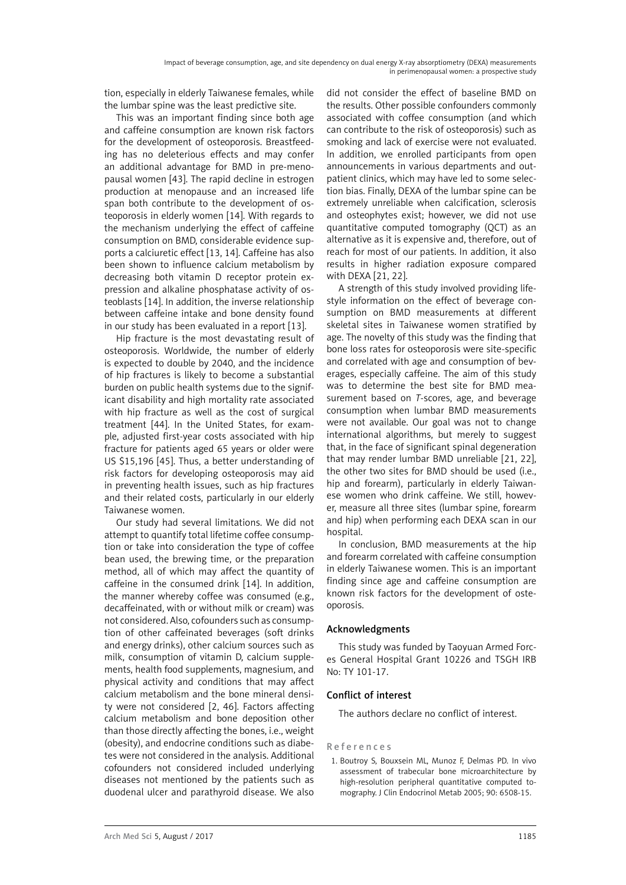tion, especially in elderly Taiwanese females, while the lumbar spine was the least predictive site.

This was an important finding since both age and caffeine consumption are known risk factors for the development of osteoporosis. Breastfeeding has no deleterious effects and may confer an additional advantage for BMD in pre-menopausal women [43]. The rapid decline in estrogen production at menopause and an increased life span both contribute to the development of osteoporosis in elderly women [14]. With regards to the mechanism underlying the effect of caffeine consumption on BMD, considerable evidence supports a calciuretic effect [13, 14]. Caffeine has also been shown to influence calcium metabolism by decreasing both vitamin D receptor protein expression and alkaline phosphatase activity of osteoblasts [14]. In addition, the inverse relationship between caffeine intake and bone density found in our study has been evaluated in a report [13].

Hip fracture is the most devastating result of osteoporosis. Worldwide, the number of elderly is expected to double by 2040, and the incidence of hip fractures is likely to become a substantial burden on public health systems due to the significant disability and high mortality rate associated with hip fracture as well as the cost of surgical treatment [44]. In the United States, for example, adjusted first-year costs associated with hip fracture for patients aged 65 years or older were US $15,196 [45]. Thus, a better understanding of risk factors for developing osteoporosis may aid in preventing health issues, such as hip fractures and their related costs, particularly in our elderly Taiwanese women.

Our study had several limitations. We did not attempt to quantify total lifetime coffee consumption or take into consideration the type of coffee bean used, the brewing time, or the preparation method, all of which may affect the quantity of caffeine in the consumed drink [14]. In addition, the manner whereby coffee was consumed (e.g., decaffeinated, with or without milk or cream) was not considered. Also, cofounders such as consumption of other caffeinated beverages (soft drinks and energy drinks), other calcium sources such as milk, consumption of vitamin D, calcium supplements, health food supplements, magnesium, and physical activity and conditions that may affect calcium metabolism and the bone mineral density were not considered [2, 46]. Factors affecting calcium metabolism and bone deposition other than those directly affecting the bones, i.e., weight (obesity), and endocrine conditions such as diabetes were not considered in the analysis. Additional cofounders not considered included underlying diseases not mentioned by the patients such as duodenal ulcer and parathyroid disease. We also did not consider the effect of baseline BMD on the results. Other possible confounders commonly associated with coffee consumption (and which can contribute to the risk of osteoporosis) such as smoking and lack of exercise were not evaluated. In addition, we enrolled participants from open announcements in various departments and outpatient clinics, which may have led to some selection bias. Finally, DEXA of the lumbar spine can be extremely unreliable when calcification, sclerosis and osteophytes exist; however, we did not use quantitative computed tomography (QCT) as an alternative as it is expensive and, therefore, out of reach for most of our patients. In addition, it also results in higher radiation exposure compared with DEXA [21, 22].

A strength of this study involved providing lifestyle information on the effect of beverage consumption on BMD measurements at different skeletal sites in Taiwanese women stratified by age. The novelty of this study was the finding that bone loss rates for osteoporosis were site-specific and correlated with age and consumption of beverages, especially caffeine. The aim of this study was to determine the best site for BMD measurement based on *T*-scores, age, and beverage consumption when lumbar BMD measurements were not available. Our goal was not to change international algorithms, but merely to suggest that, in the face of significant spinal degeneration that may render lumbar BMD unreliable [21, 22], the other two sites for BMD should be used (i.e., hip and forearm), particularly in elderly Taiwanese women who drink caffeine. We still, however, measure all three sites (lumbar spine, forearm and hip) when performing each DEXA scan in our hospital.

In conclusion, BMD measurements at the hip and forearm correlated with caffeine consumption in elderly Taiwanese women. This is an important finding since age and caffeine consumption are known risk factors for the development of osteoporosis.

## Acknowledgments

This study was funded by Taoyuan Armed Forces General Hospital Grant 10226 and TSGH IRB No: TY 101-17.

## Conflict of interest

The authors declare no conflict of interest.

## References

1. Boutroy S, Bouxsein ML, Munoz F, Delmas PD. In vivo assessment of trabecular bone microarchitecture by high-resolution peripheral quantitative computed tomography. J Clin Endocrinol Metab 2005; 90: 6508-15.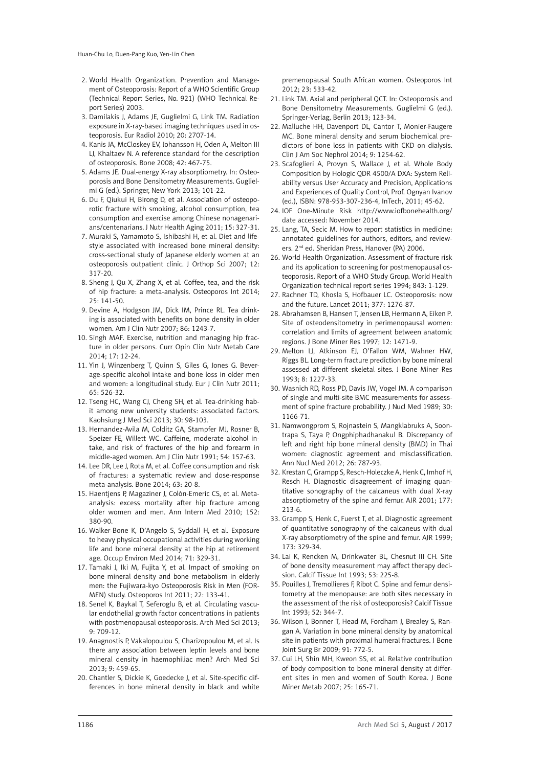2. World Health Organization. Prevention and Management of Osteoporosis: Report of a WHO Scientific Group (Technical Report Series, No. 921) (WHO Technical Report Series) 2003.
3. Damilakis J, Adams JE, Guglielmi G, Link TM. Radiation exposure in X-ray-based imaging techniques used in osteoporosis. Eur Radiol 2010; 20: 2707-14.
4. Kanis JA, McCloskey EV, Johansson H, Oden A, Melton III LJ, Khaltaev N. A reference standard for the description of osteoporosis. Bone 2008; 42: 467-75.
5. Adams JE. Dual-energy X-ray absorptiometry. In: Osteoporosis and Bone Densitometry Measurements. Guglielmi G (ed.). Springer, New York 2013; 101-22.
6. Du F, Qiukui H, Birong D, et al. Association of osteoporotic fracture with smoking, alcohol consumption, tea consumption and exercise among Chinese nonagenarians/centenarians. J Nutr Health Aging 2011; 15: 327-31.
7. Muraki S, Yamamoto S, Ishibashi H, et al. Diet and lifestyle associated with increased bone mineral density: cross-sectional study of Japanese elderly women at an osteoporosis outpatient clinic. J Orthop Sci 2007; 12: 317-20.
8. Sheng J, Qu X, Zhang X, et al. Coffee, tea, and the risk of hip fracture: a meta-analysis. Osteoporos Int 2014; 25: 141-50.
9. Devine A, Hodgson JM, Dick IM, Prince RL. Tea drinking is associated with benefits on bone density in older women. Am J Clin Nutr 2007; 86: 1243-7.
10. Singh MAF. Exercise, nutrition and managing hip fracture in older persons. Curr Opin Clin Nutr Metab Care 2014; 17: 12-24.
11. Yin J, Winzenberg T, Quinn S, Giles G, Jones G. Beverage-specific alcohol intake and bone loss in older men and women: a longitudinal study. Eur J Clin Nutr 2011; 65: 526-32.
12. Tseng HC, Wang CJ, Cheng SH, et al. Tea-drinking habit among new university students: associated factors. Kaohsiung J Med Sci 2013; 30: 98-103.
13. Hernandez-Avila M, Colditz GA, Stampfer MJ, Rosner B, Speizer FE, Willett WC. Caffeine, moderate alcohol intake, and risk of fractures of the hip and forearm in middle-aged women. Am J Clin Nutr 1991; 54: 157-63.
14. Lee DR, Lee J, Rota M, et al. Coffee consumption and risk of fractures: a systematic review and dose-response meta-analysis. Bone 2014; 63: 20-8.
15. Haentjens P, Magaziner J, Colón-Emeric CS, et al. Meta-analysis: excess mortality after hip fracture among older women and men. Ann Intern Med 2010; 152: 380-90.
16. Walker-Bone K, D'Angelo S, Syddall H, et al. Exposure to heavy physical occupational activities during working life and bone mineral density at the hip at retirement age. Occup Environ Med 2014; 71: 329-31.
17. Tamaki J, Iki M, Fujita Y, et al. Impact of smoking on bone mineral density and bone metabolism in elderly men: the Fujiwara-kyo Osteoporosis Risk in Men (FORMEN) study. Osteoporos Int 2011; 22: 133-41.
18. Senel K, Baykal T, Seferoglu B, et al. Circulating vascular endothelial growth factor concentrations in patients with postmenopausal osteoporosis. Arch Med Sci 2013; 9: 709-12.
19. Anagnostis P, Vakalopoulou S, Charizopoulou M, et al. Is there any association between leptin levels and bone mineral density in haemophiliac men? Arch Med Sci 2013; 9: 459-65.
20. Chantler S, Dickie K, Goedecke J, et al. Site-specific differences in bone mineral density in black and white premenopausal South African women. Osteoporos Int 2012; 23: 533-42.
21. Link TM. Axial and peripheral QCT. In: Osteoporosis and Bone Densitometry Measurements. Guglielmi G (ed.). Springer-Verlag, Berlin 2013; 123-34.
22. Malluche HH, Davenport DL, Cantor T, Monier-Faugere MC. Bone mineral density and serum biochemical predictors of bone loss in patients with CKD on dialysis. Clin J Am Soc Nephrol 2014; 9: 1254-62.
23. Scafoglieri A, Provyn S, Wallace J, et al. Whole Body Composition by Hologic QDR 4500/A DXA: System Reliability versus User Accuracy and Precision, Applications and Experiences of Quality Control, Prof. Ognyan Ivanov (ed.), ISBN: 978-953-307-236-4, InTech, 2011; 45-62.
24. IOF One-Minute Risk http://www.iofbonehealth.org/ date accessed: November 2014.
25. Lang, TA, Secic M. How to report statistics in medicine: annotated guidelines for authors, editors, and reviewers. 2nd ed. Sheridan Press, Hanover (PA) 2006.
26. World Health Organization. Assessment of fracture risk and its application to screening for postmenopausal osteoporosis. Report of a WHO Study Group. World Health Organization technical report series 1994; 843: 1-129.
27. Rachner TD, Khosla S, Hofbauer LC. Osteoporosis: now and the future. Lancet 2011; 377: 1276-87.
28. Abrahamsen B, Hansen T, Jensen LB, Hermann A, Eiken P. Site of osteodensitometry in perimenopausal women: correlation and limits of agreement between anatomic regions. J Bone Miner Res 1997; 12: 1471-9.
29. Melton LJ, Atkinson EJ, O'Fallon WM, Wahner HW, Riggs BL. Long-term fracture prediction by bone mineral assessed at different skeletal sites. J Bone Miner Res 1993; 8: 1227-33.
30. Wasnich RD, Ross PD, Davis JW, Vogel JM. A comparison of single and multi-site BMC measurements for assessment of spine fracture probability. J Nucl Med 1989; 30: 1166-71.
31. Namwongprom S, Rojnastein S, Mangklabruks A, Soontrapa S, Taya P, Ongphiphadhanakul B. Discrepancy of left and right hip bone mineral density (BMD) in Thai women: diagnostic agreement and misclassification. Ann Nucl Med 2012; 26: 787-93.
32. Krestan C, Grampp S, Resch-Holeczke A, Henk C, Imhof H, Resch H. Diagnostic disagreement of imaging quantitative sonography of the calcaneus with dual X-ray absorptiometry of the spine and femur. AJR 2001; 177: 213-6.
33. Grampp S, Henk C, Fuerst T, et al. Diagnostic agreement of quantitative sonography of the calcaneus with dual X-ray absorptiometry of the spine and femur. AJR 1999; 173: 329-34.
34. Lai K, Rencken M, Drinkwater BL, Chesnut III CH. Site of bone density measurement may affect therapy decision. Calcif Tissue Int 1993; 53: 225-8.
35. Pouilles J, Tremollieres F, Ribot C. Spine and femur densitometry at the menopause: are both sites necessary in the assessment of the risk of osteoporosis? Calcif Tissue Int 1993; 52: 344-7.
36. Wilson J, Bonner T, Head M, Fordham J, Brealey S, Rangan A. Variation in bone mineral density by anatomical site in patients with proximal humeral fractures. J Bone Joint Surg Br 2009; 91: 772-5.
37. Cui LH, Shin MH, Kweon SS, et al. Relative contribution of body composition to bone mineral density at different sites in men and women of South Korea. J Bone Miner Metab 2007; 25: 165-71.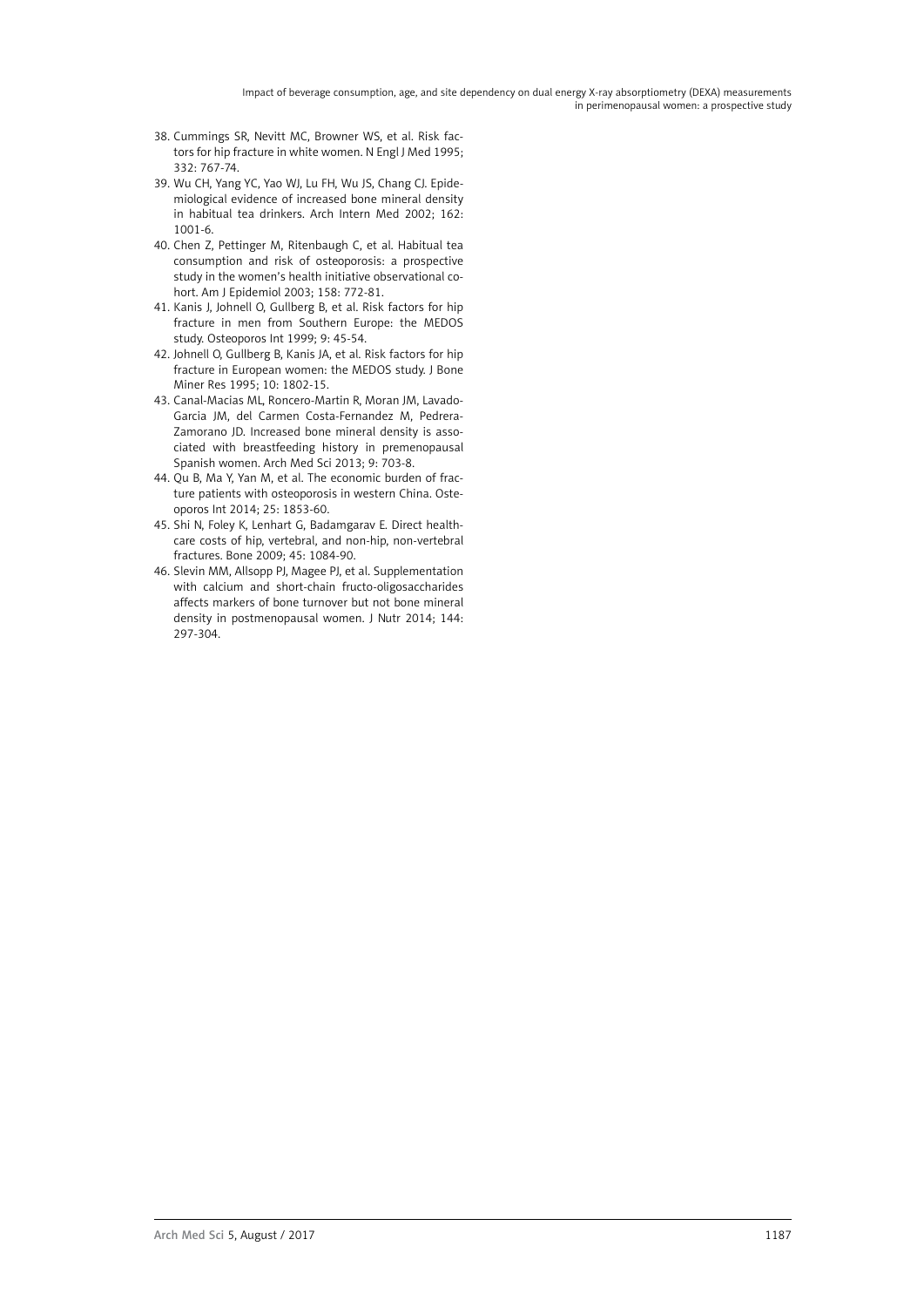38. Cummings SR, Nevitt MC, Browner WS, et al. Risk factors for hip fracture in white women. N Engl J Med 1995; 332: 767-74.
39. Wu CH, Yang YC, Yao WJ, Lu FH, Wu JS, Chang CJ. Epidemiological evidence of increased bone mineral density in habitual tea drinkers. Arch Intern Med 2002; 162: 1001-6.
40. Chen Z, Pettinger M, Ritenbaugh C, et al. Habitual tea consumption and risk of osteoporosis: a prospective study in the women's health initiative observational cohort. Am J Epidemiol 2003; 158: 772-81.
41. Kanis J, Johnell O, Gullberg B, et al. Risk factors for hip fracture in men from Southern Europe: the MEDOS study. Osteoporos Int 1999; 9: 45-54.
42. Johnell O, Gullberg B, Kanis JA, et al. Risk factors for hip fracture in European women: the MEDOS study. J Bone Miner Res 1995; 10: 1802-15.
43. Canal-Macias ML, Roncero-Martin R, Moran JM, Lavado-Garcia JM, del Carmen Costa-Fernandez M, Pedrera-Zamorano JD. Increased bone mineral density is associated with breastfeeding history in premenopausal Spanish women. Arch Med Sci 2013; 9: 703-8.
44. Qu B, Ma Y, Yan M, et al. The economic burden of fracture patients with osteoporosis in western China. Osteoporos Int 2014; 25: 1853-60.
45. Shi N, Foley K, Lenhart G, Badamgarav E. Direct healthcare costs of hip, vertebral, and non-hip, non-vertebral fractures. Bone 2009; 45: 1084-90.
46. Slevin MM, Allsopp PJ, Magee PJ, et al. Supplementation with calcium and short-chain fructo-oligosaccharides affects markers of bone turnover but not bone mineral density in postmenopausal women. J Nutr 2014; 144: 297-304.